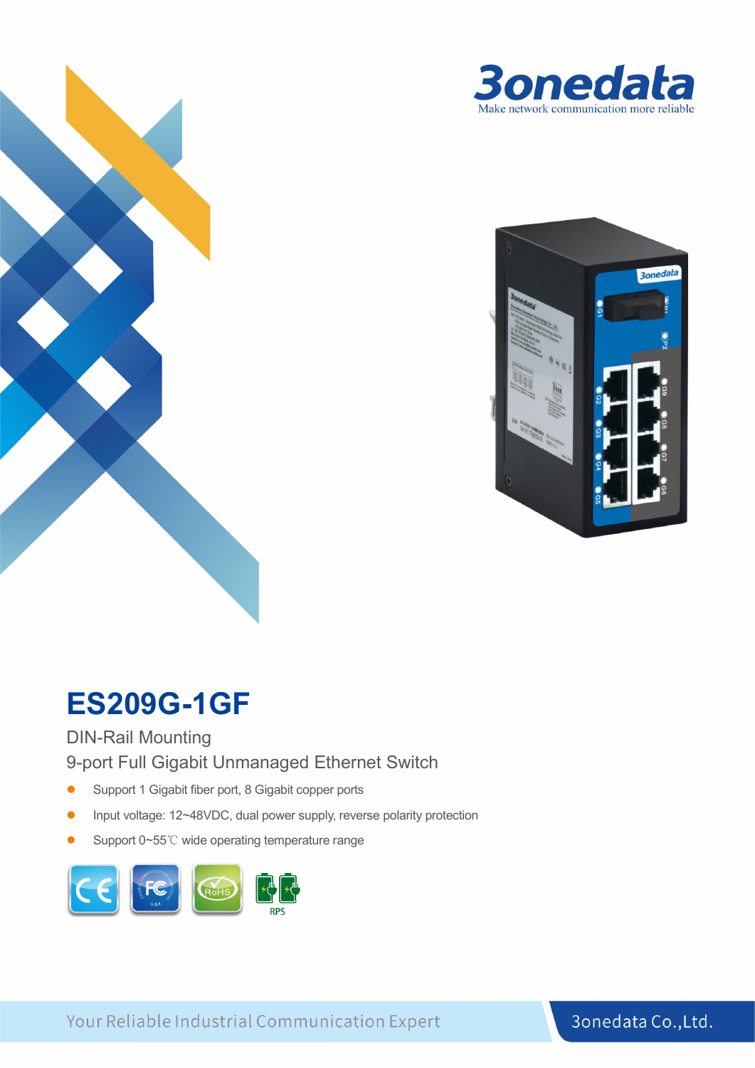3onedata

Make network communication more reliable

# ES209G-1GF

DIN-Rail Mounting

9-port Full Gigabit Unmanaged Ethernet Switch

- Support 1 Gigabit fiber port, 8 Gigabit copper ports
- Input voltage: 12~48VDC, dual power supply, reverse polarity protection
- Support 0~55℃ wide operating temperature range

RPS

Your Reliable Industrial Communication Expert

3onedata Co.,Ltd.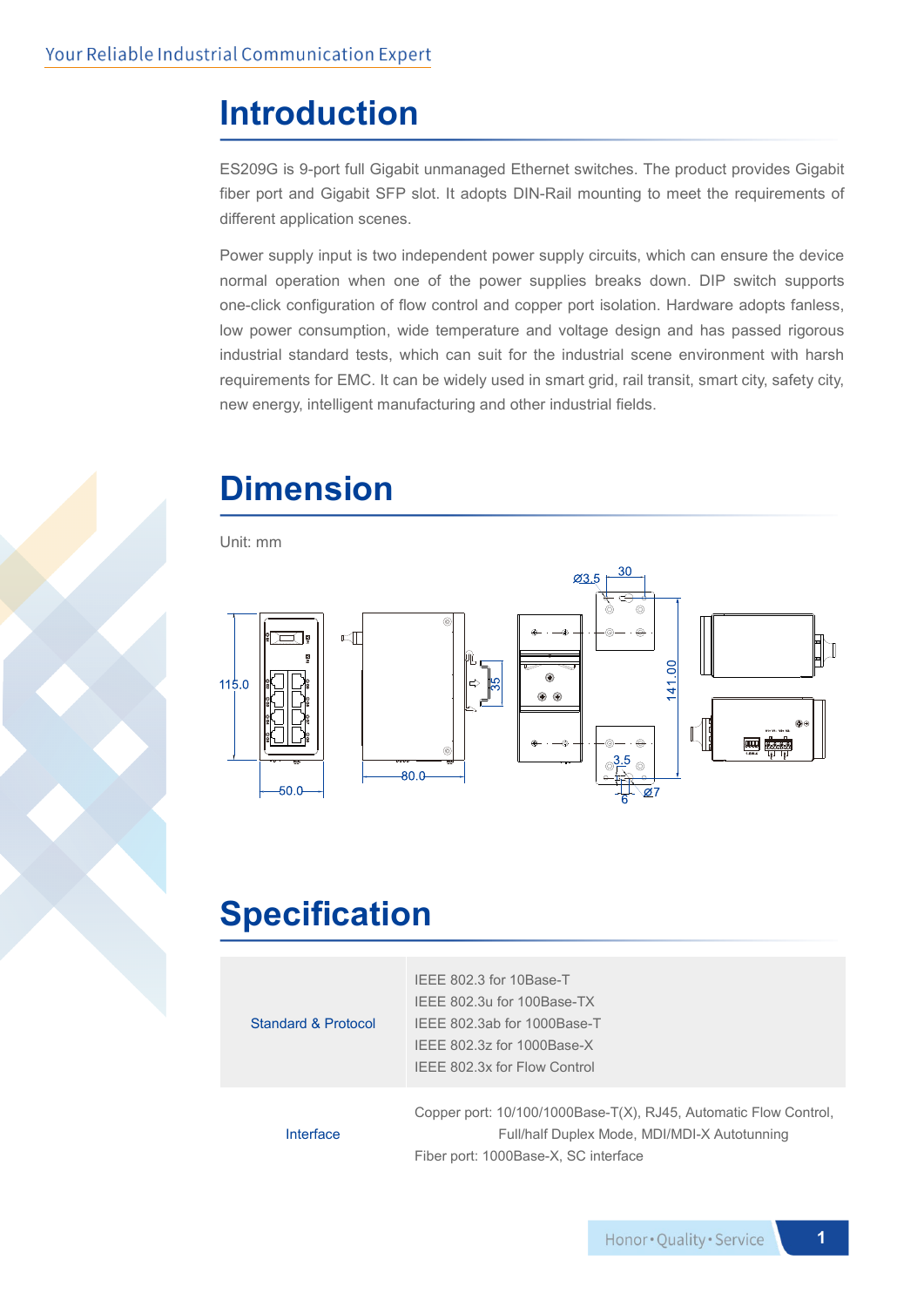# Introduction

ES209G is 9-port full Gigabit unmanaged Ethernet switches. The product provides Gigabit fiber port and Gigabit SFP slot. It adopts DIN-Rail mounting to meet the requirements of different application scenes.

Power supply input is two independent power supply circuits, which can ensure the device normal operation when one of the power supplies breaks down. DIP switch supports one-click configuration of flow control and copper port isolation. Hardware adopts fanless, low power consumption, wide temperature and voltage design and has passed rigorous industrial standard tests, which can suit for the industrial scene environment with harsh requirements for EMC. It can be widely used in smart grid, rail transit, smart city, safety city, new energy, intelligent manufacturing and other industrial fields.

# Dimension

Unit: mm

# Specification

| | |
|---|---|
| Standard & Protocol | IEEE 802.3 for 10Base-T<br>IEEE 802.3u for 100Base-TX<br>IEEE 802.3ab for 1000Base-T<br>IEEE 802.3z for 1000Base-X<br>IEEE 802.3x for Flow Control |
| Interface | Copper port: 10/100/1000Base-T(X), RJ45, Automatic Flow Control, Full/half Duplex Mode, MDI/MDI-X Autotunning<br>Fiber port: 1000Base-X, SC interface |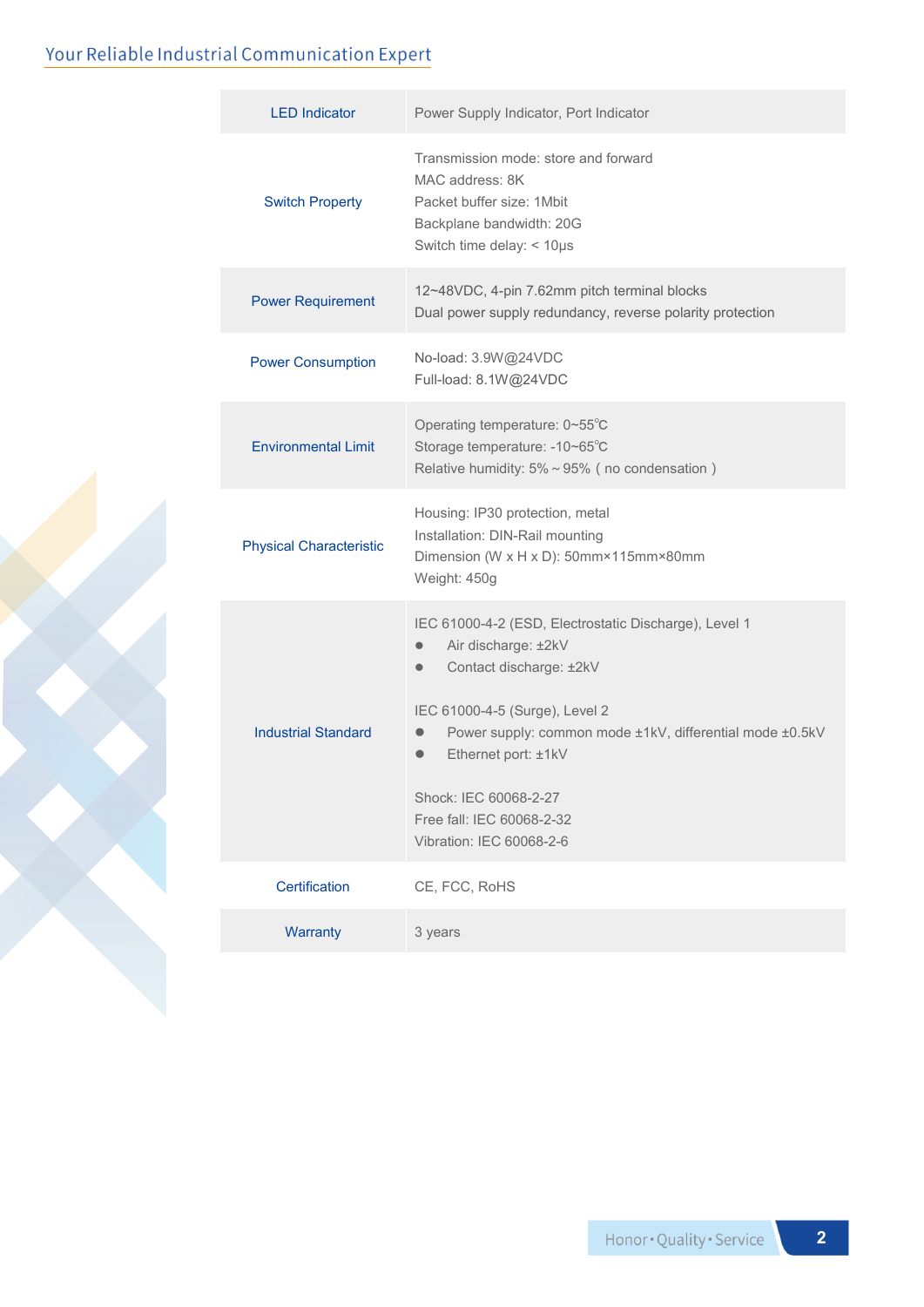| LED Indicator | Power Supply Indicator, Port Indicator |
|---|---|
| Switch Property | Transmission mode: store and forward<br>MAC address: 8K<br>Packet buffer size: 1Mbit<br>Backplane bandwidth: 20G<br>Switch time delay: < 10μs |
| Power Requirement | 12~48VDC, 4-pin 7.62mm pitch terminal blocks<br>Dual power supply redundancy, reverse polarity protection |
| Power Consumption | No-load: 3.9W@24VDC<br>Full-load: 8.1W@24VDC |
| Environmental Limit | Operating temperature: 0~55℃<br>Storage temperature: -10~65℃<br>Relative humidity: 5% ~ 95% ( no condensation ) |
| Physical Characteristic | Housing: IP30 protection, metal<br>Installation: DIN-Rail mounting<br>Dimension (W x H x D): 50mm×115mm×80mm<br>Weight: 450g |
| Industrial Standard | IEC 61000-4-2 (ESD, Electrostatic Discharge), Level 1<br>● Air discharge: ±2kV<br>● Contact discharge: ±2kV<br><br>IEC 61000-4-5 (Surge), Level 2<br>● Power supply: common mode ±1kV, differential mode ±0.5kV<br>● Ethernet port: ±1kV<br><br>Shock: IEC 60068-2-27<br>Free fall: IEC 60068-2-32<br>Vibration: IEC 60068-2-6 |
| Certification | CE, FCC, RoHS |
| Warranty | 3 years |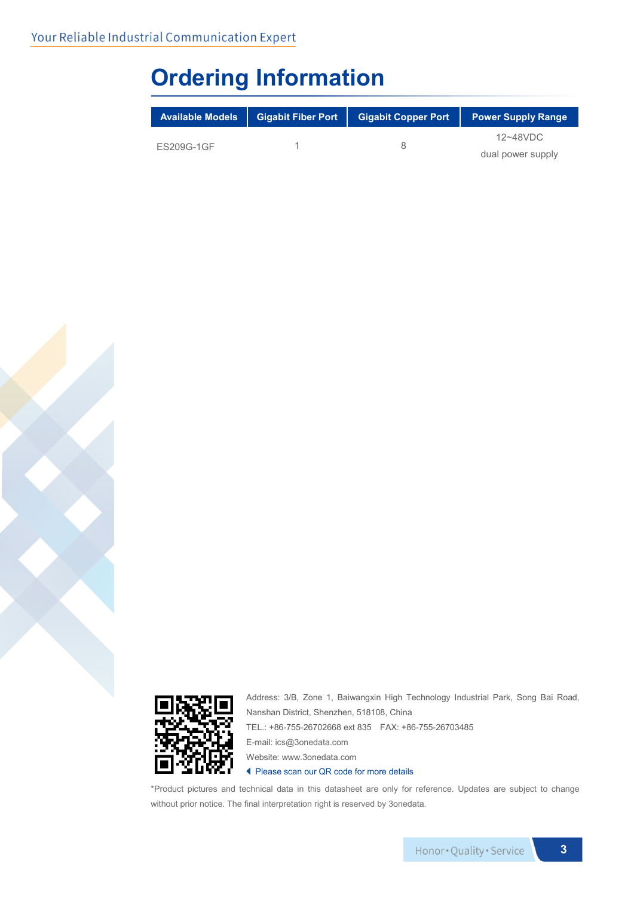# Ordering Information

| Available Models | Gigabit Fiber Port | Gigabit Copper Port | Power Supply Range |
|---|---|---|---|
| ES209G-1GF | 1 | 8 | 12~48VDC<br>dual power supply |

Address: 3/B, Zone 1, Baiwangxin High Technology Industrial Park, Song Bai Road, Nanshan District, Shenzhen, 518108, China

TEL.: +86-755-26702668 ext 835 FAX: +86-755-26703485

E-mail: ics@3onedata.com

Website: www.3onedata.com

Please scan our QR code for more details

*Product pictures and technical data in this datasheet are only for reference. Updates are subject to change without prior notice. The final interpretation right is reserved by 3onedata.